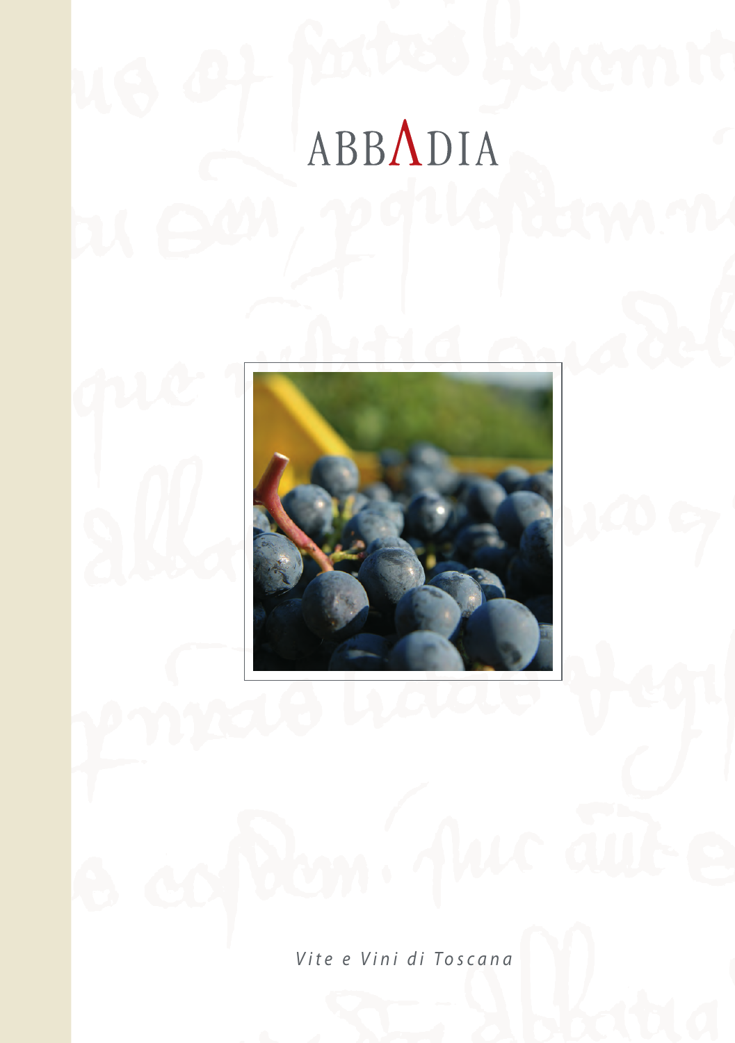# ABBΛDIA

*Vite e Vini di Toscana*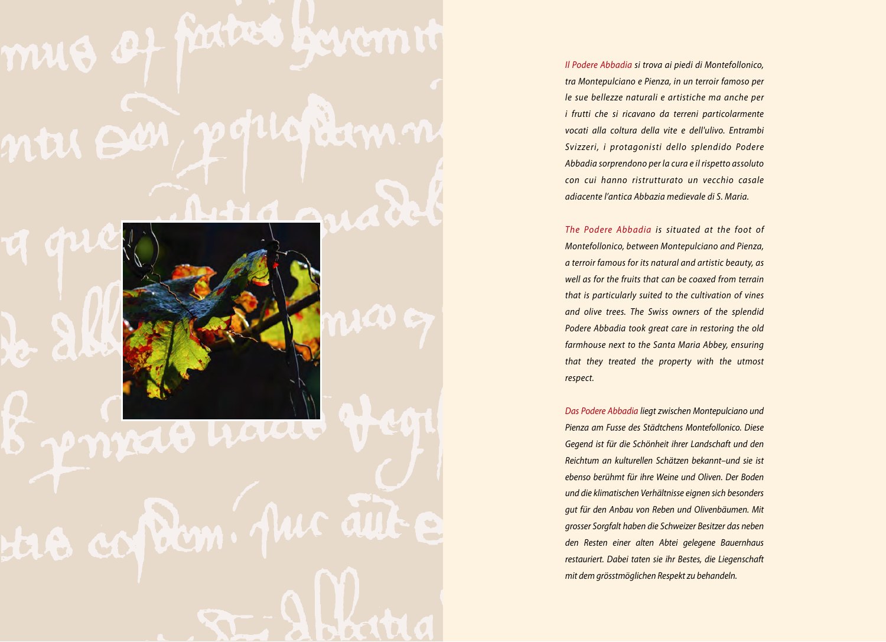*Il Podere Abbadia si trova ai piedi di Montefollonico, tra Montepulciano e Pienza, in un terroir famoso per le sue bellezze naturali e artistiche ma anche per i frutti che si ricavano da terreni particolarmente vocati alla coltura della vite e dell'ulivo. Entrambi Svizzeri, i protagonisti dello splendido Podere Abbadia sorprendono per la cura e il rispetto assoluto con cui hanno ristrutturato un vecchio casale adiacente l'antica Abbazia medievale di S. Maria.*

*The Podere Abbadia is situated at the foot of Montefollonico, between Montepulciano and Pienza, a terroir famous for its natural and artistic beauty, as well as for the fruits that can be coaxed from terrain that is particularly suited to the cultivation of vines and olive trees. The Swiss owners of the splendid Podere Abbadia took great care in restoring the old farmhouse next to the Santa Maria Abbey, ensuring that they treated the property with the utmost respect.*

*Das Podere Abbadia liegt zwischen Montepulciano und Pienza am Fusse des Städtchens Montefollonico. Diese Gegend ist für die Schönheit ihrer Landschaft und den Reichtum an kulturellen Schätzen bekannt–und sie ist ebenso berühmt für ihre Weine und Oliven. Der Boden und die klimatischen Verhältnisse eignen sich besonders gut für den Anbau von Reben und Olivenbäumen. Mit grosser Sorgfalt haben die Schweizer Besitzer das neben den Resten einer alten Abtei gelegene Bauernhaus restauriert. Dabei taten sie ihr Bestes, die Liegenschaft mit dem grösstmöglichen Respekt zu behandeln.*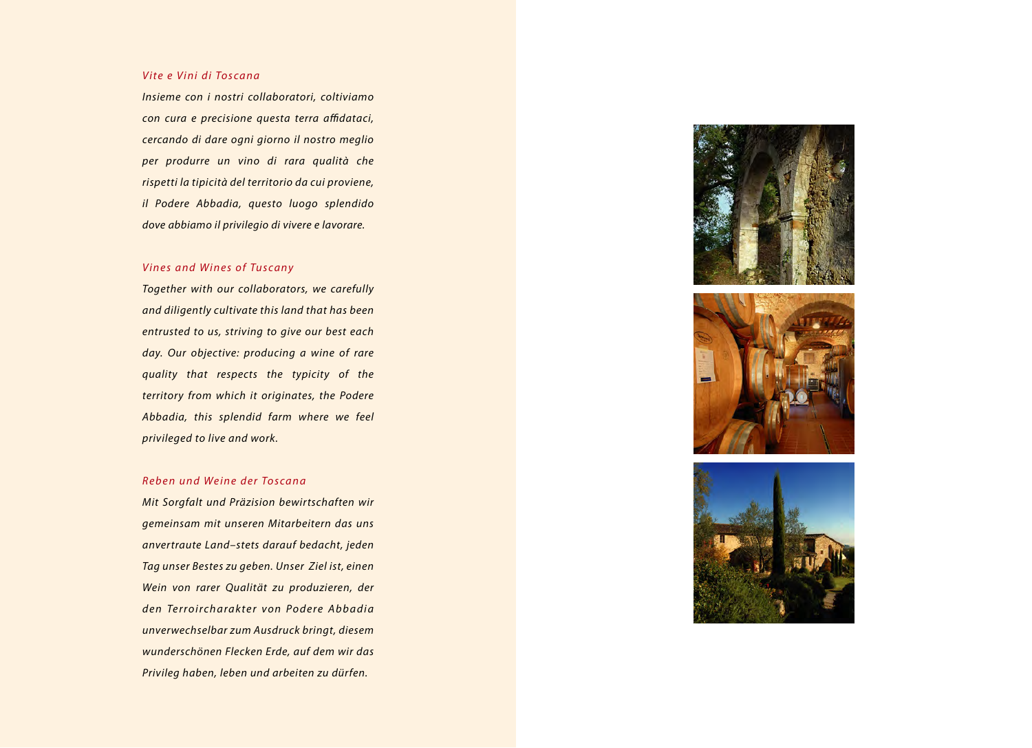## *Vite e Vini di Toscana*

*Insieme con i nostri collaboratori, coltiviamo con cura e precisione questa terra affidataci, cercando di dare ogni giorno il nostro meglio per produrre un vino di rara qualità che rispetti la tipicità del territorio da cui proviene, il Podere Abbadia, questo luogo splendido dove abbiamo il privilegio di vivere e lavorare.*

## *Vines and Wines of Tuscany*

*Together with our collaborators, we carefully and diligently cultivate this land that has been entrusted to us, striving to give our best each day. Our objective: producing a wine of rare quality that respects the typicity of the territory from which it originates, the Podere Abbadia, this splendid farm where we feel privileged to live and work.*

## *Reben und Weine der Toscana*

*Mit Sorgfalt und Präzision bewirtschaften wir gemeinsam mit unseren Mitarbeitern das uns anvertraute Land–stets darauf bedacht, jeden Tag unser Bestes zu geben. Unser Ziel ist, einen Wein von rarer Qualität zu produzieren, der den Terroircharakter von Podere Abbadia unverwechselbar zum Ausdruck bringt, diesem wunderschönen Flecken Erde, auf dem wir das Privileg haben, leben und arbeiten zu dürfen.*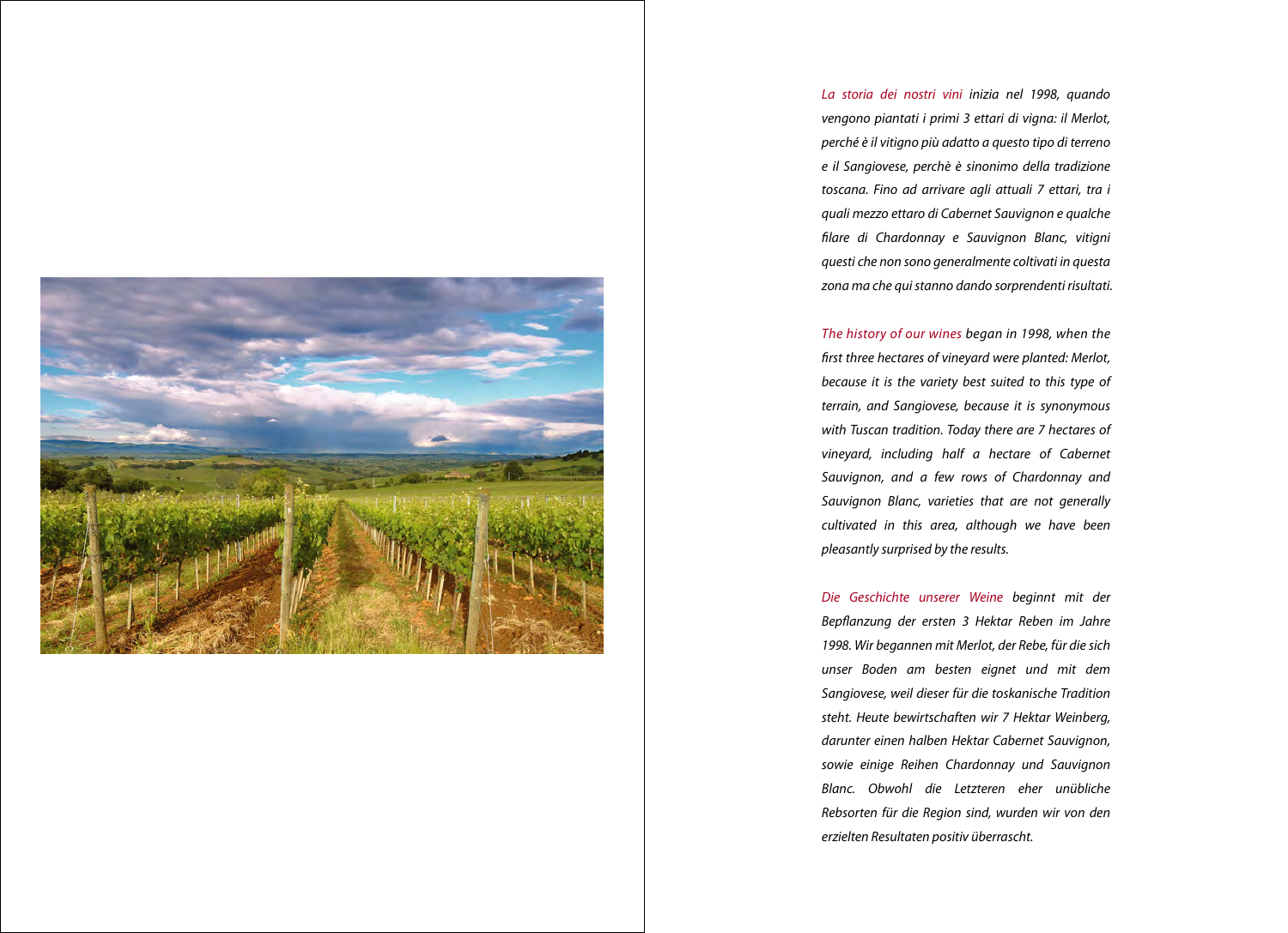*La storia dei nostri vini inizia nel 1998, quando vengono piantati i primi 3 ettari di vigna: il Merlot, perché è il vitigno più adatto a questo tipo di terreno e il Sangiovese, perchè è sinonimo della tradizione toscana. Fino ad arrivare agli attuali 7 ettari, tra i quali mezzo ettaro di Cabernet Sauvignon e qualche filare di Chardonnay e Sauvignon Blanc, vitigni questi che non sono generalmente coltivati in questa zona ma che qui stanno dando sorprendenti risultati.*

*The history of our wines began in 1998, when the first three hectares of vineyard were planted: Merlot, because it is the variety best suited to this type of terrain, and Sangiovese, because it is synonymous with Tuscan tradition. Today there are 7 hectares of vineyard, including half a hectare of Cabernet Sauvignon, and a few rows of Chardonnay and Sauvignon Blanc, varieties that are not generally cultivated in this area, although we have been pleasantly surprised by the results.*

*Die Geschichte unserer Weine beginnt mit der Bepflanzung der ersten 3 Hektar Reben im Jahre 1998. Wir begannen mit Merlot, der Rebe, für die sich unser Boden am besten eignet und mit dem Sangiovese, weil dieser für die toskanische Tradition steht. Heute bewirtschaften wir 7 Hektar Weinberg, darunter einen halben Hektar Cabernet Sauvignon, sowie einige Reihen Chardonnay und Sauvignon Blanc. Obwohl die Letzteren eher unübliche Rebsorten für die Region sind, wurden wir von den erzielten Resultaten positiv überrascht.*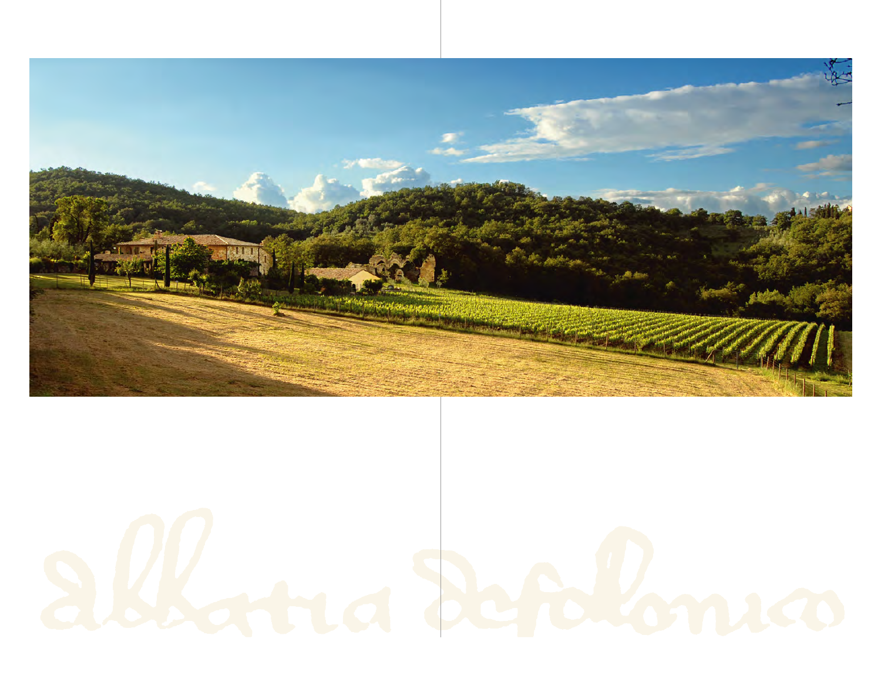abbazia del folonico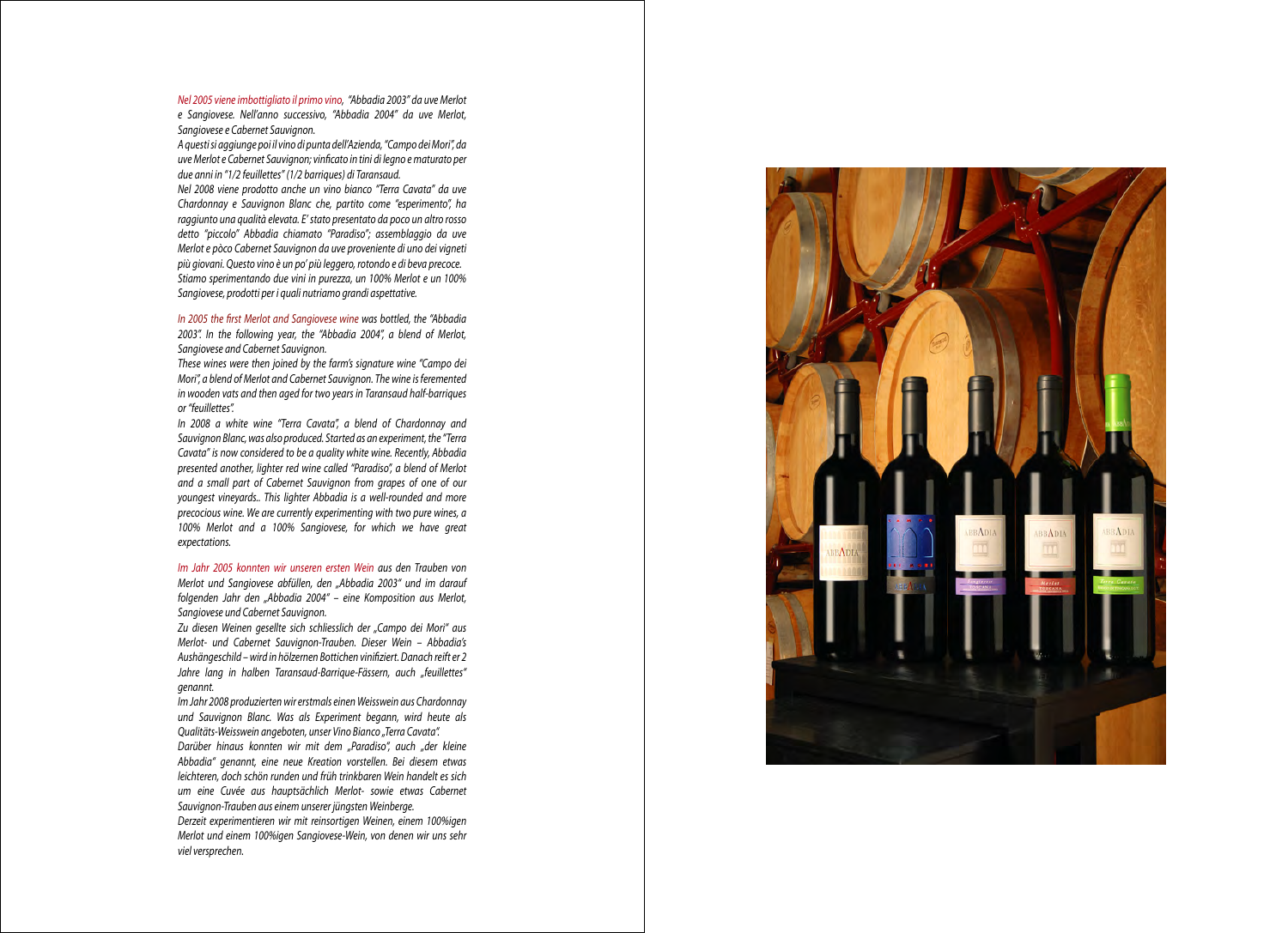*Nel 2005 viene imbottigliato il primo vino, "Abbadia 2003" da uve Merlot e Sangiovese. Nell'anno successivo, "Abbadia 2004" da uve Merlot, Sangiovese e Cabernet Sauvignon.*

*A questi si aggiunge poi il vino di punta dell'Azienda, "Campo dei Mori", da uve Merlot e Cabernet Sauvignon; vinficato in tini di legno e maturato per due anni in "1/2 feuillettes" (1/2 barriques) di Taransaud.*

*Nel 2008 viene prodotto anche un vino bianco "Terra Cavata" da uve Chardonnay e Sauvignon Blanc che, partito come "esperimento", ha raggiunto una qualità elevata. E' stato presentato da poco un altro rosso detto "piccolo" Abbadia chiamato "Paradiso"; assemblaggio da uve Merlot e pòco Cabernet Sauvignon da uve proveniente di uno dei vigneti più giovani. Questo vino è un po' più leggero, rotondo e di beva precoce.*

*Stiamo sperimentando due vini in purezza, un 100% Merlot e un 100% Sangiovese, prodotti per i quali nutriamo grandi aspettative.*

*In 2005 the first Merlot and Sangiovese wine was bottled, the "Abbadia 2003". In the following year, the "Abbadia 2004", a blend of Merlot, Sangiovese and Cabernet Sauvignon.*

*These wines were then joined by the farm's signature wine "Campo dei Mori", a blend of Merlot and Cabernet Sauvignon. The wine is feremented in wooden vats and then aged for two years in Taransaud half-barriques or "feuillettes".*

*In 2008 a white wine "Terra Cavata", a blend of Chardonnay and Sauvignon Blanc, was also produced. Started as an experiment, the "Terra Cavata" is now considered to be a quality white wine. Recently, Abbadia presented another, lighter red wine called "Paradiso", a blend of Merlot and a small part of Cabernet Sauvignon from grapes of one of our youngest vineyards.. This lighter Abbadia is a well-rounded and more precocious wine. We are currently experimenting with two pure wines, a 100% Merlot and a 100% Sangiovese, for which we have great expectations.*

*Im Jahr 2005 konnten wir unseren ersten Wein aus den Trauben von Merlot und Sangiovese abfüllen, den „Abbadia 2003" und im darauf folgenden Jahr den „Abbadia 2004" – eine Komposition aus Merlot, Sangiovese und Cabernet Sauvignon.*

*Zu diesen Weinen gesellte sich schliesslich der „Campo dei Mori" aus Merlot- und Cabernet Sauvignon-Trauben. Dieser Wein – Abbadia's Aushängeschild – wird in hölzernen Bottichen vinifiziert. Danach reift er 2 Jahre lang in halben Taransaud-Barrique-Fässern, auch „feuillettes" genannt.*

*Im Jahr 2008 produzierten wir erstmals einen Weisswein aus Chardonnay und Sauvignon Blanc. Was als Experiment begann, wird heute als Qualitäts-Weisswein angeboten, unser Vino Bianco „Terra Cavata".*

*Darüber hinaus konnten wir mit dem „Paradiso", auch „der kleine Abbadia" genannt, eine neue Kreation vorstellen. Bei diesem etwas leichteren, doch schön runden und früh trinkbaren Wein handelt es sich um eine Cuvée aus hauptsächlich Merlot- sowie etwas Cabernet Sauvignon-Trauben aus einem unserer jüngsten Weinberge.*

*Derzeit experimentieren wir mit reinsortigen Weinen, einem 100%igen Merlot und einem 100%igen Sangiovese-Wein, von denen wir uns sehr viel versprechen.*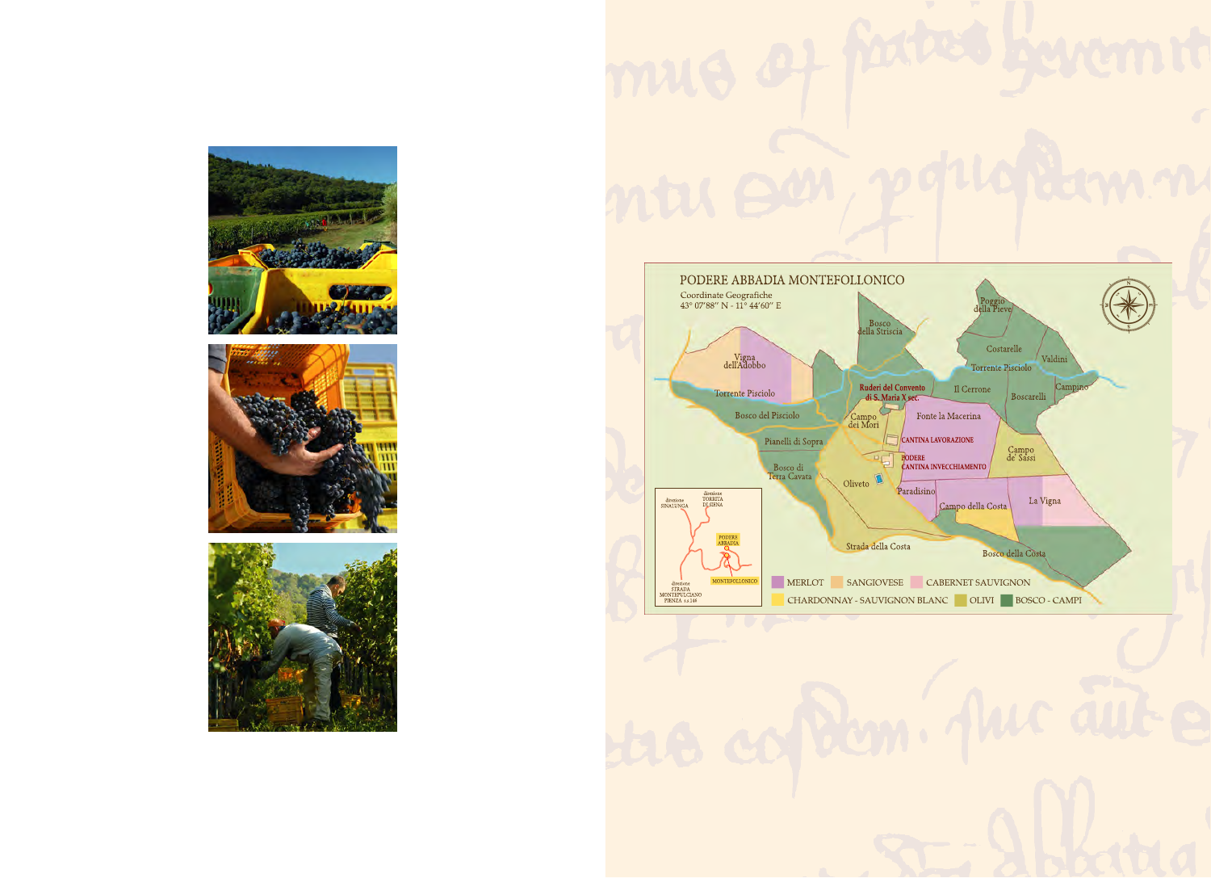## PODERE ABBADIA MONTEFOLLONICO

Coordinate Geografiche
43° 07'88" N - 11° 44'60" E

Poggio della Pieve

Bosco della Striscia

Vigna dell'Adobbo

Costarelle

Valdini

Torrente Pisciolo

Torrente Pisciolo

Campino

Ruderi del Convento di S. Maria X sec.

Il Cerrone

Boscarelli

Bosco del Pisciolo

Campo dei Mori

Fonte la Macerina

Pianelli di Sopra

CANTINA LAVORAZIONE

Campo de' Sassi

PODERE

CANTINA INVECCHIAMENTO

Bosco di Terra Cavata

Oliveto

Paradisino

Campo della Costa

La Vigna

Strada della Costa

Bosco della Costa

direzione SINALUNGA

direzione TORRITA DI SIENA

PODERE ABBADIA

MONTEFOLLONICO

direzione STRADA MONTEPULCIANO PIENZA s.s.146

MERLOT | SANGIOVESE | CABERNET SAUVIGNON

CHARDONNAY - SAUVIGNON BLANC | OLIVI | BOSCO - CAMPI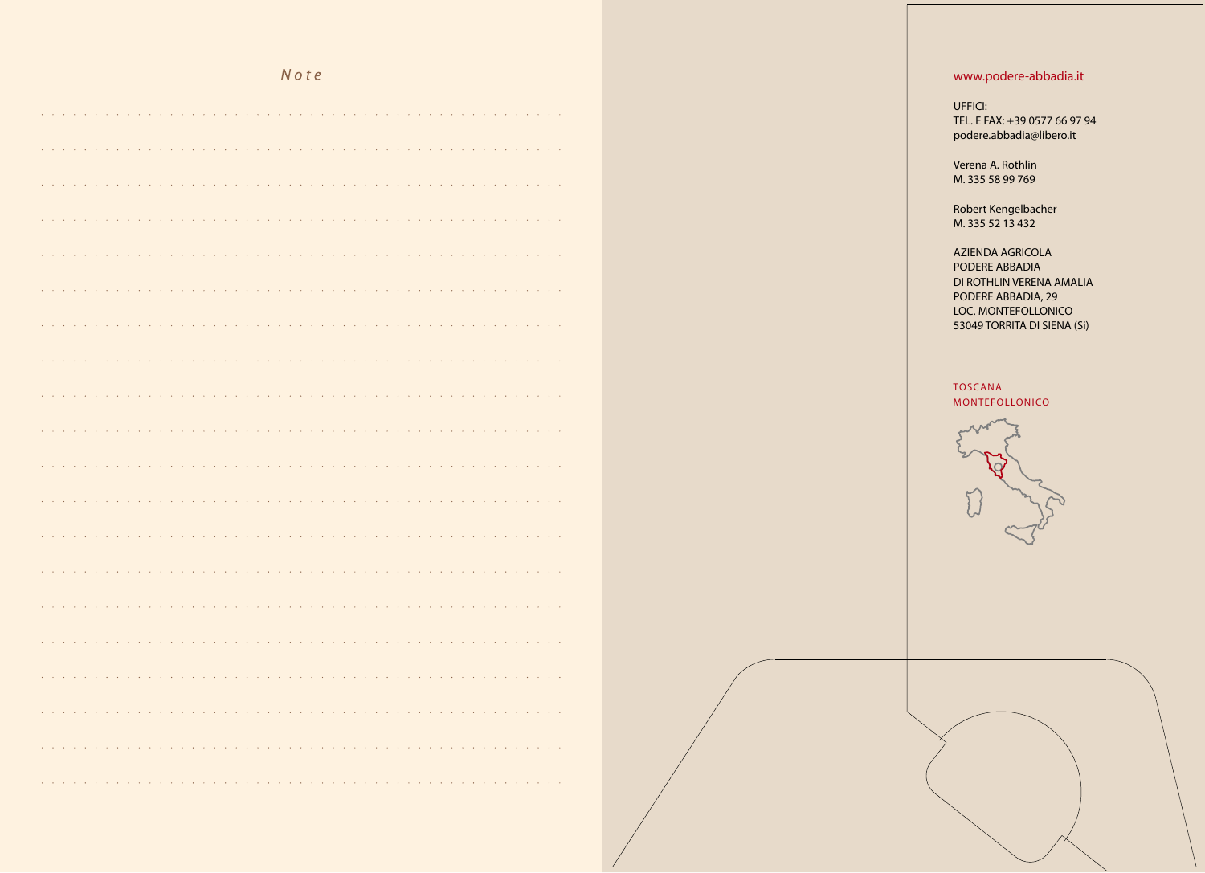*Note*

www.podere-abbadia.it

UFFICI:
TEL. E FAX: +39 0577 66 97 94
podere.abbadia@libero.it

Verena A. Rothlin
M. 335 58 99 769

Robert Kengelbacher
M. 335 52 13 432

AZIENDA AGRICOLA
PODERE ABBADIA
DI ROTHLIN VERENA AMALIA
PODERE ABBADIA, 29
LOC. MONTEFOLLONICO
53049 TORRITA DI SIENA (Si)

TOSCANA
MONTEFOLLONICO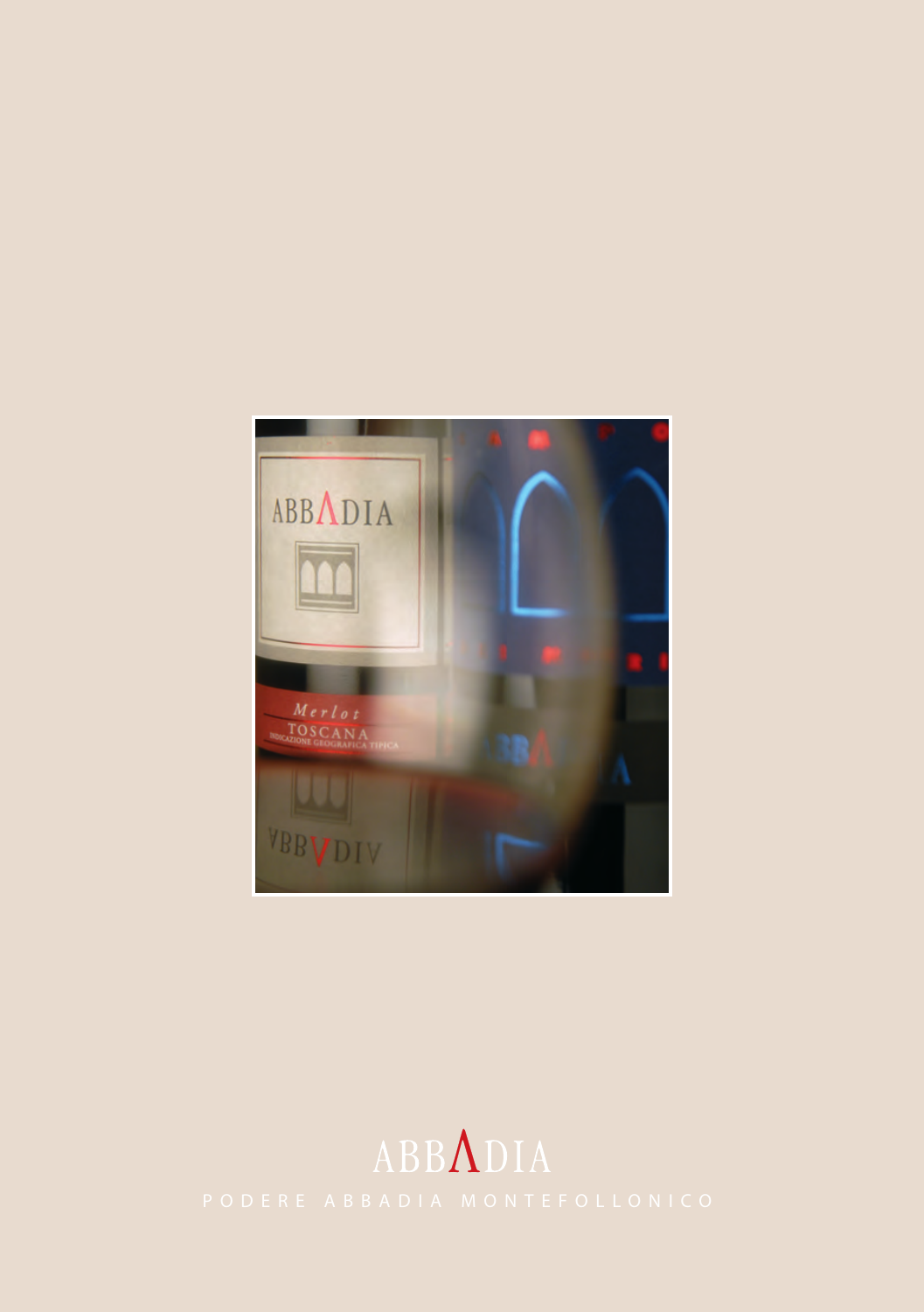ABBADIA

PODERE ABBADIA MONTEFOLLONICO